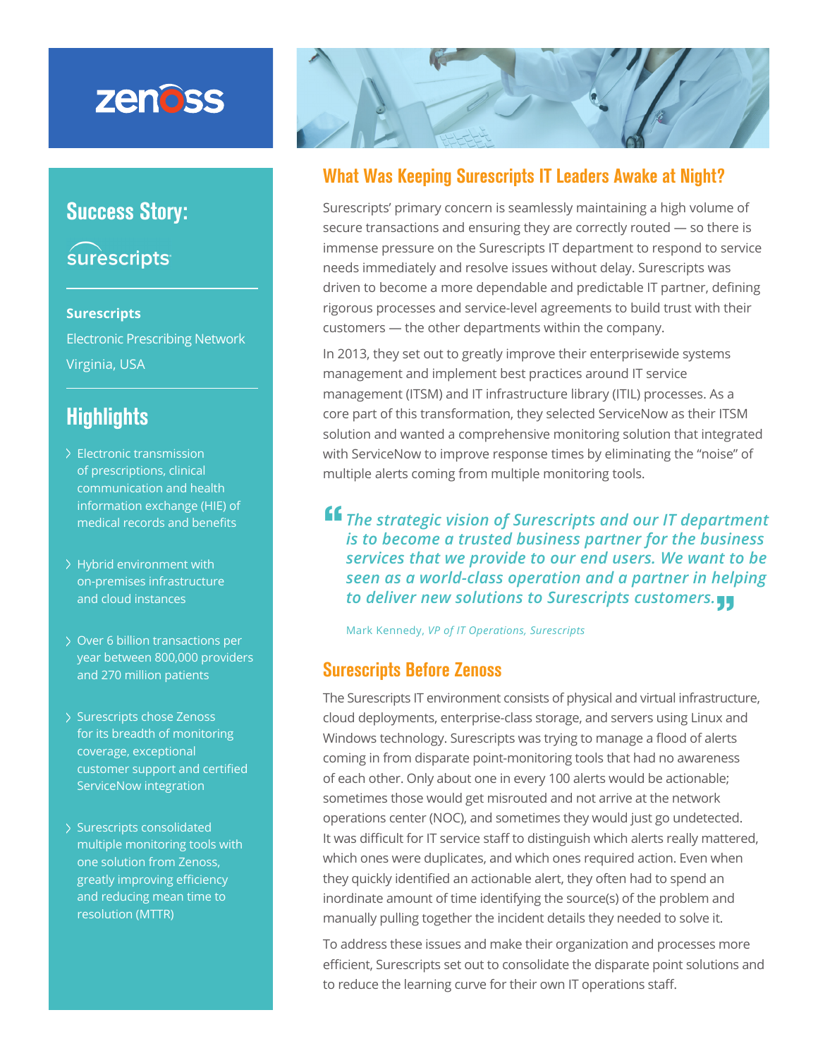# Success Story: surescripts

**Surescripts**

Electronic Prescribing Network

Virginia, USA

## Highlights

- Electronic transmission of prescriptions, clinical communication and health information exchange (HIE) of medical records and benefits
- Hybrid environment with on-premises infrastructure and cloud instances
- Over 6 billion transactions per year between 800,000 providers and 270 million patients
- Surescripts chose Zenoss for its breadth of monitoring coverage, exceptional customer support and certified ServiceNow integration
- Surescripts consolidated multiple monitoring tools with one solution from Zenoss, greatly improving efficiency and reducing mean time to resolution (MTTR)

## What Was Keeping Surescripts IT Leaders Awake at Night?

Surescripts' primary concern is seamlessly maintaining a high volume of secure transactions and ensuring they are correctly routed — so there is immense pressure on the Surescripts IT department to respond to service needs immediately and resolve issues without delay. Surescripts was driven to become a more dependable and predictable IT partner, defining rigorous processes and service-level agreements to build trust with their customers — the other departments within the company.

In 2013, they set out to greatly improve their enterprisewide systems management and implement best practices around IT service management (ITSM) and IT infrastructure library (ITIL) processes. As a core part of this transformation, they selected ServiceNow as their ITSM solution and wanted a comprehensive monitoring solution that integrated with ServiceNow to improve response times by eliminating the "noise" of multiple alerts coming from multiple monitoring tools.

> *"The strategic vision of Surescripts and our IT department is to become a trusted business partner for the business services that we provide to our end users. We want to be seen as a world-class operation and a partner in helping to deliver new solutions to Surescripts customers."*
>
> Mark Kennedy, *VP of IT Operations, Surescripts*

## Surescripts Before Zenoss

The Surescripts IT environment consists of physical and virtual infrastructure, cloud deployments, enterprise-class storage, and servers using Linux and Windows technology. Surescripts was trying to manage a flood of alerts coming in from disparate point-monitoring tools that had no awareness of each other. Only about one in every 100 alerts would be actionable; sometimes those would get misrouted and not arrive at the network operations center (NOC), and sometimes they would just go undetected. It was difficult for IT service staff to distinguish which alerts really mattered, which ones were duplicates, and which ones required action. Even when they quickly identified an actionable alert, they often had to spend an inordinate amount of time identifying the source(s) of the problem and manually pulling together the incident details they needed to solve it.

To address these issues and make their organization and processes more efficient, Surescripts set out to consolidate the disparate point solutions and to reduce the learning curve for their own IT operations staff.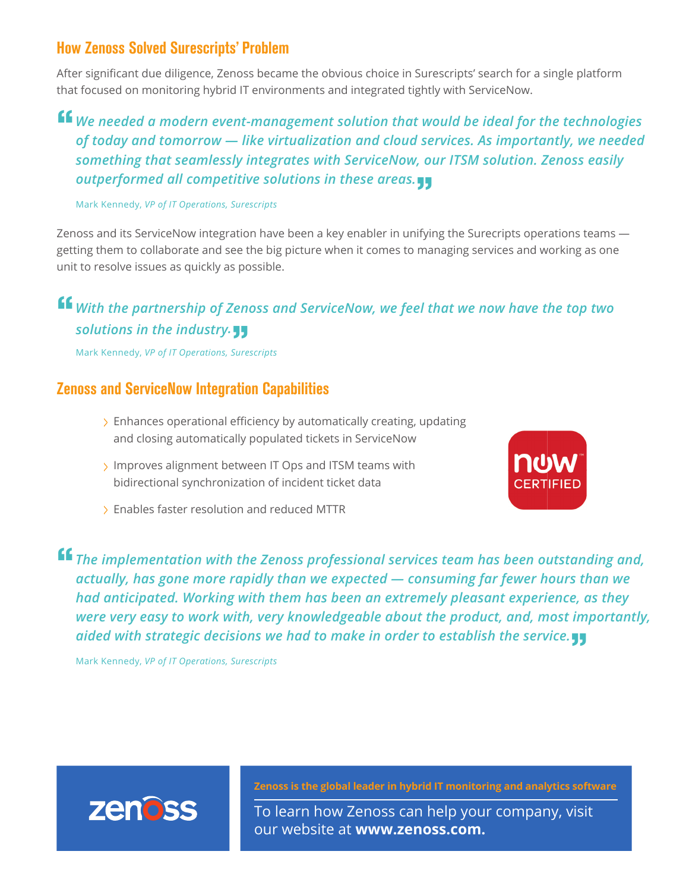## How Zenoss Solved Surescripts' Problem

After significant due diligence, Zenoss became the obvious choice in Surescripts' search for a single platform that focused on monitoring hybrid IT environments and integrated tightly with ServiceNow.

> *We needed a modern event-management solution that would be ideal for the technologies of today and tomorrow — like virtualization and cloud services. As importantly, we needed something that seamlessly integrates with ServiceNow, our ITSM solution. Zenoss easily outperformed all competitive solutions in these areas.*
>
> Mark Kennedy, *VP of IT Operations, Surescripts*

Zenoss and its ServiceNow integration have been a key enabler in unifying the Surecripts operations teams — getting them to collaborate and see the big picture when it comes to managing services and working as one unit to resolve issues as quickly as possible.

> *With the partnership of Zenoss and ServiceNow, we feel that we now have the top two solutions in the industry.*
>
> Mark Kennedy, *VP of IT Operations, Surescripts*

## Zenoss and ServiceNow Integration Capabilities

- Enhances operational efficiency by automatically creating, updating and closing automatically populated tickets in ServiceNow
- Improves alignment between IT Ops and ITSM teams with bidirectional synchronization of incident ticket data
- Enables faster resolution and reduced MTTR

now™ CERTIFIED

> *The implementation with the Zenoss professional services team has been outstanding and, actually, has gone more rapidly than we expected — consuming far fewer hours than we had anticipated. Working with them has been an extremely pleasant experience, as they were very easy to work with, very knowledgeable about the product, and, most importantly, aided with strategic decisions we had to make in order to establish the service.*
>
> Mark Kennedy, *VP of IT Operations, Surescripts*

zenoss

**Zenoss is the global leader in hybrid IT monitoring and analytics software**

To learn how Zenoss can help your company, visit our website at **www.zenoss.com.**